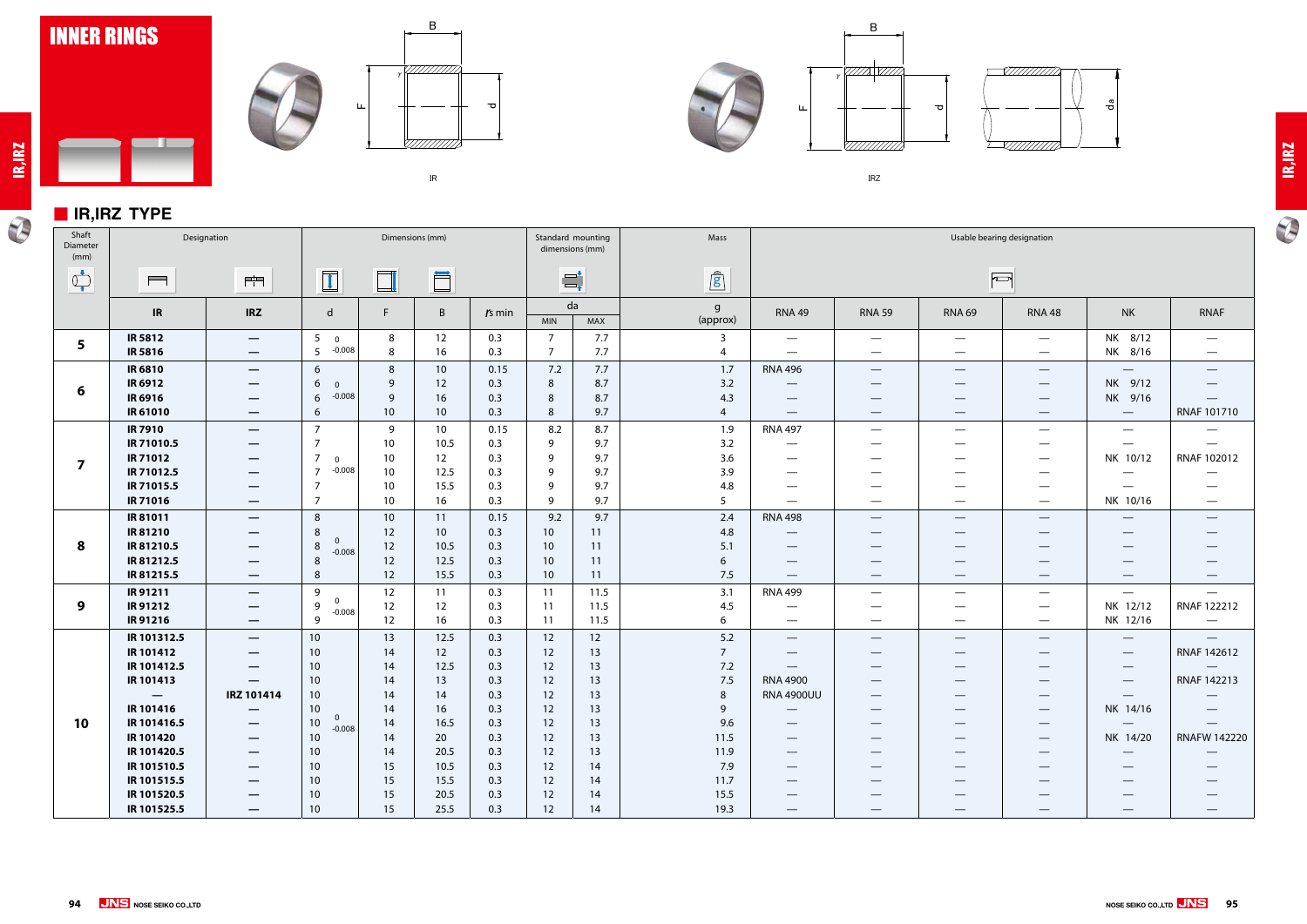# INNER RINGS

IR

IRZ

## IR,IRZ TYPE

| Shaft Diameter (mm) | Designation | | Dimensions (mm) | | | | Standard mounting dimensions (mm) | | Mass | Usable bearing designation | | | | | |
|---|---|---|---|---|---|---|---|---|---|---|---|---|---|---|---|
| | IR | IRZ | d | F | B | rs min | da MIN | da MAX | g (approx) | RNA 49 | RNA 59 | RNA 69 | RNA 48 | NK | RNAF |
| 5 | IR 5812 | — | 5 (0/-0.008) | 8 | 12 | 0.3 | 7 | 7.7 | 3 | — | — | — | — | NK 8/12 | — |
| | IR 5816 | — | 5 | 8 | 16 | 0.3 | 7 | 7.7 | 4 | — | — | — | — | NK 8/16 | — |
| 6 | IR 6810 | — | 6 | 8 | 10 | 0.15 | 7.2 | 7.7 | 1.7 | RNA 496 | — | — | — | — | — |
| | IR 6912 | — | 6 (0/-0.008) | 9 | 12 | 0.3 | 8 | 8.7 | 3.2 | — | — | — | — | NK 9/12 | — |
| | IR 6916 | — | 6 | 9 | 16 | 0.3 | 8 | 8.7 | 4.3 | — | — | — | — | NK 9/16 | — |
| | IR 61010 | — | 6 | 10 | 10 | 0.3 | 8 | 9.7 | 4 | — | — | — | — | — | RNAF 101710 |
| 7 | IR 7910 | — | 7 | 9 | 10 | 0.15 | 8.2 | 8.7 | 1.9 | RNA 497 | — | — | — | — | — |
| | IR 71010.5 | — | 7 | 10 | 10.5 | 0.3 | 9 | 9.7 | 3.2 | — | — | — | — | — | — |
| | IR 71012 | — | 7 (0/-0.008) | 10 | 12 | 0.3 | 9 | 9.7 | 3.6 | — | — | — | — | NK 10/12 | RNAF 102012 |
| | IR 71012.5 | — | 7 | 10 | 12.5 | 0.3 | 9 | 9.7 | 3.9 | — | — | — | — | — | — |
| | IR 71015.5 | — | 7 | 10 | 15.5 | 0.3 | 9 | 9.7 | 4.8 | — | — | — | — | — | — |
| | IR 71016 | — | 7 | 10 | 16 | 0.3 | 9 | 9.7 | 5 | — | — | — | — | NK 10/16 | — |
| 8 | IR 81011 | — | 8 | 10 | 11 | 0.15 | 9.2 | 9.7 | 2.4 | RNA 498 | — | — | — | — | — |
| | IR 81210 | — | 8 | 12 | 10 | 0.3 | 10 | 11 | 4.8 | — | — | — | — | — | — |
| | IR 81210.5 | — | 8 (0/-0.008) | 12 | 10.5 | 0.3 | 10 | 11 | 5.1 | — | — | — | — | — | — |
| | IR 81212.5 | — | 8 | 12 | 12.5 | 0.3 | 10 | 11 | 6 | — | — | — | — | — | — |
| | IR 81215.5 | — | 8 | 12 | 15.5 | 0.3 | 10 | 11 | 7.5 | — | — | — | — | — | — |
| 9 | IR 91211 | — | 9 | 12 | 11 | 0.3 | 11 | 11.5 | 3.1 | RNA 499 | — | — | — | — | — |
| | IR 91212 | — | 9 (0/-0.008) | 12 | 12 | 0.3 | 11 | 11.5 | 4.5 | — | — | — | — | NK 12/12 | RNAF 122212 |
| | IR 91216 | — | 9 | 12 | 16 | 0.3 | 11 | 11.5 | 6 | — | — | — | — | NK 12/16 | — |
| 10 | IR 101312.5 | — | 10 | 13 | 12.5 | 0.3 | 12 | 12 | 5.2 | — | — | — | — | — | — |
| | IR 101412 | — | 10 | 14 | 12 | 0.3 | 12 | 13 | 7 | — | — | — | — | — | RNAF 142612 |
| | IR 101412.5 | — | 10 | 14 | 12.5 | 0.3 | 12 | 13 | 7.2 | — | — | — | — | — | — |
| | IR 101413 | — | 10 | 14 | 13 | 0.3 | 12 | 13 | 7.5 | RNA 4900 | — | — | — | — | RNAF 142213 |
| | — | IRZ 101414 | 10 | 14 | 14 | 0.3 | 12 | 13 | 8 | RNA 4900UU | — | — | — | — | — |
| | IR 101416 | — | 10 | 14 | 16 | 0.3 | 12 | 13 | 9 | — | — | — | — | NK 14/16 | — |
| | IR 101416.5 | — | 10 (0/-0.008) | 14 | 16.5 | 0.3 | 12 | 13 | 9.6 | — | — | — | — | — | — |
| | IR 101420 | — | 10 | 14 | 20 | 0.3 | 12 | 13 | 11.5 | — | — | — | — | NK 14/20 | RNAFW 142220 |
| | IR 101420.5 | — | 10 | 14 | 20.5 | 0.3 | 12 | 13 | 11.9 | — | — | — | — | — | — |
| | IR 101510.5 | — | 10 | 15 | 10.5 | 0.3 | 12 | 14 | 7.9 | — | — | — | — | — | — |
| | IR 101515.5 | — | 10 | 15 | 15.5 | 0.3 | 12 | 14 | 11.7 | — | — | — | — | — | — |
| | IR 101520.5 | — | 10 | 15 | 20.5 | 0.3 | 12 | 14 | 15.5 | — | — | — | — | — | — |
| | IR 101525.5 | — | 10 | 15 | 25.5 | 0.3 | 12 | 14 | 19.3 | — | — | — | — | — | — |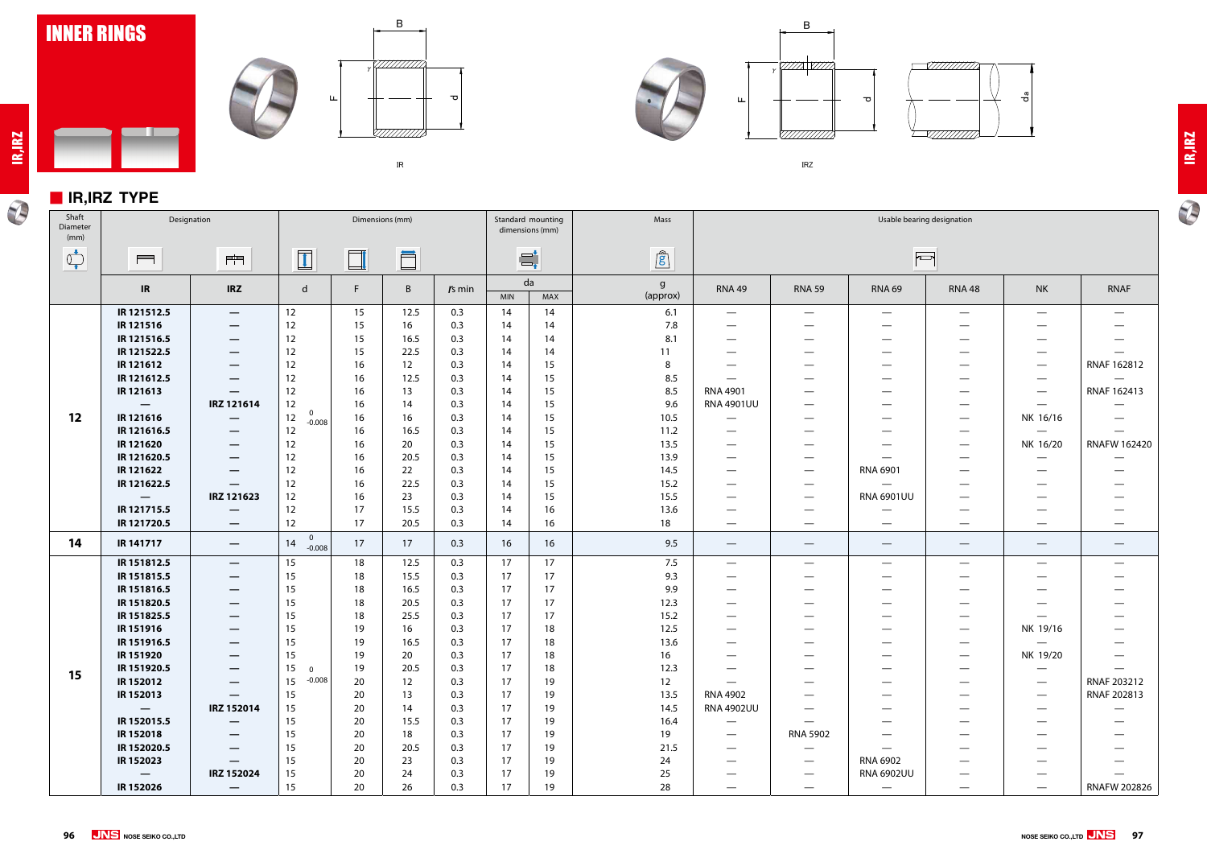# INNER RINGS

IR

IRZ

## IR,IRZ TYPE

| Shaft Diameter (mm) | Designation | | Dimensions (mm) | | | | Standard mounting dimensions (mm) | | Mass | Usable bearing designation | | | | | |
|---|---|---|---|---|---|---|---|---|---|---|---|---|---|---|---|
| | IR | IRZ | d | F | B | rs min | da MIN | da MAX | g (approx) | RNA 49 | RNA 59 | RNA 69 | RNA 48 | NK | RNAF |
| 12 | IR 121512.5 | — | 12 | 15 | 12.5 | 0.3 | 14 | 14 | 6.1 | — | — | — | — | — | — |
| | IR 121516 | — | 12 | 15 | 16 | 0.3 | 14 | 14 | 7.8 | — | — | — | — | — | — |
| | IR 121516.5 | — | 12 | 15 | 16.5 | 0.3 | 14 | 14 | 8.1 | — | — | — | — | — | — |
| | IR 121522.5 | — | 12 | 15 | 22.5 | 0.3 | 14 | 14 | 11 | — | — | — | — | — | — |
| | IR 121612 | — | 12 | 16 | 12 | 0.3 | 14 | 15 | 8 | — | — | — | — | — | RNAF 162812 |
| | IR 121612.5 | — | 12 | 16 | 12.5 | 0.3 | 14 | 15 | 8.5 | — | — | — | — | — | — |
| | IR 121613 | — | 12 | 16 | 13 | 0.3 | 14 | 15 | 8.5 | RNA 4901 | — | — | — | — | RNAF 162413 |
| | — | IRZ 121614 | 12 | 16 | 14 | 0.3 | 14 | 15 | 9.6 | RNA 4901UU | — | — | — | — | — |
| | IR 121616 | — | 12 0/-0.008 | 16 | 16 | 0.3 | 14 | 15 | 10.5 | — | — | — | — | NK 16/16 | — |
| | IR 121616.5 | — | 12 | 16 | 16.5 | 0.3 | 14 | 15 | 11.2 | — | — | — | — | — | — |
| | IR 121620 | — | 12 | 16 | 20 | 0.3 | 14 | 15 | 13.5 | — | — | — | — | NK 16/20 | RNAFW 162420 |
| | IR 121620.5 | — | 12 | 16 | 20.5 | 0.3 | 14 | 15 | 13.9 | — | — | — | — | — | — |
| | IR 121622 | — | 12 | 16 | 22 | 0.3 | 14 | 15 | 14.5 | — | — | RNA 6901 | — | — | — |
| | IR 121622.5 | — | 12 | 16 | 22.5 | 0.3 | 14 | 15 | 15.2 | — | — | — | — | — | — |
| | — | IRZ 121623 | 12 | 16 | 23 | 0.3 | 14 | 15 | 15.5 | — | — | RNA 6901UU | — | — | — |
| | IR 121715.5 | — | 12 | 17 | 15.5 | 0.3 | 14 | 16 | 13.6 | — | — | — | — | — | — |
| | IR 121720.5 | — | 12 | 17 | 20.5 | 0.3 | 14 | 16 | 18 | — | — | — | — | — | — |
| 14 | IR 141717 | — | 14 0/-0.008 | 17 | 17 | 0.3 | 16 | 16 | 9.5 | — | — | — | — | — | — |
| 15 | IR 151812.5 | — | 15 | 18 | 12.5 | 0.3 | 17 | 17 | 7.5 | — | — | — | — | — | — |
| | IR 151815.5 | — | 15 | 18 | 15.5 | 0.3 | 17 | 17 | 9.3 | — | — | — | — | — | — |
| | IR 151816.5 | — | 15 | 18 | 16.5 | 0.3 | 17 | 17 | 9.9 | — | — | — | — | — | — |
| | IR 151820.5 | — | 15 | 18 | 20.5 | 0.3 | 17 | 17 | 12.3 | — | — | — | — | — | — |
| | IR 151825.5 | — | 15 | 18 | 25.5 | 0.3 | 17 | 17 | 15.2 | — | — | — | — | — | — |
| | IR 151916 | — | 15 | 19 | 16 | 0.3 | 17 | 18 | 12.5 | — | — | — | — | NK 19/16 | — |
| | IR 151916.5 | — | 15 | 19 | 16.5 | 0.3 | 17 | 18 | 13.6 | — | — | — | — | — | — |
| | IR 151920 | — | 15 | 19 | 20 | 0.3 | 17 | 18 | 16 | — | — | — | — | NK 19/20 | — |
| | IR 151920.5 | — | 15 0/-0.008 | 19 | 20.5 | 0.3 | 17 | 18 | 12.3 | — | — | — | — | — | — |
| | IR 152012 | — | 15 | 20 | 12 | 0.3 | 17 | 19 | 12 | — | — | — | — | — | RNAF 203212 |
| | IR 152013 | — | 15 | 20 | 13 | 0.3 | 17 | 19 | 13.5 | RNA 4902 | — | — | — | — | RNAF 202813 |
| | — | IRZ 152014 | 15 | 20 | 14 | 0.3 | 17 | 19 | 14.5 | RNA 4902UU | — | — | — | — | — |
| | IR 152015.5 | — | 15 | 20 | 15.5 | 0.3 | 17 | 19 | 16.4 | — | — | — | — | — | — |
| | IR 152018 | — | 15 | 20 | 18 | 0.3 | 17 | 19 | 19 | — | RNA 5902 | — | — | — | — |
| | IR 152020.5 | — | 15 | 20 | 20.5 | 0.3 | 17 | 19 | 21.5 | — | — | — | — | — | — |
| | IR 152023 | — | 15 | 20 | 23 | 0.3 | 17 | 19 | 24 | — | — | RNA 6902 | — | — | — |
| | — | IRZ 152024 | 15 | 20 | 24 | 0.3 | 17 | 19 | 25 | — | — | RNA 6902UU | — | — | — |
| | IR 152026 | — | 15 | 20 | 26 | 0.3 | 17 | 19 | 28 | — | — | — | — | — | RNAFW 202826 |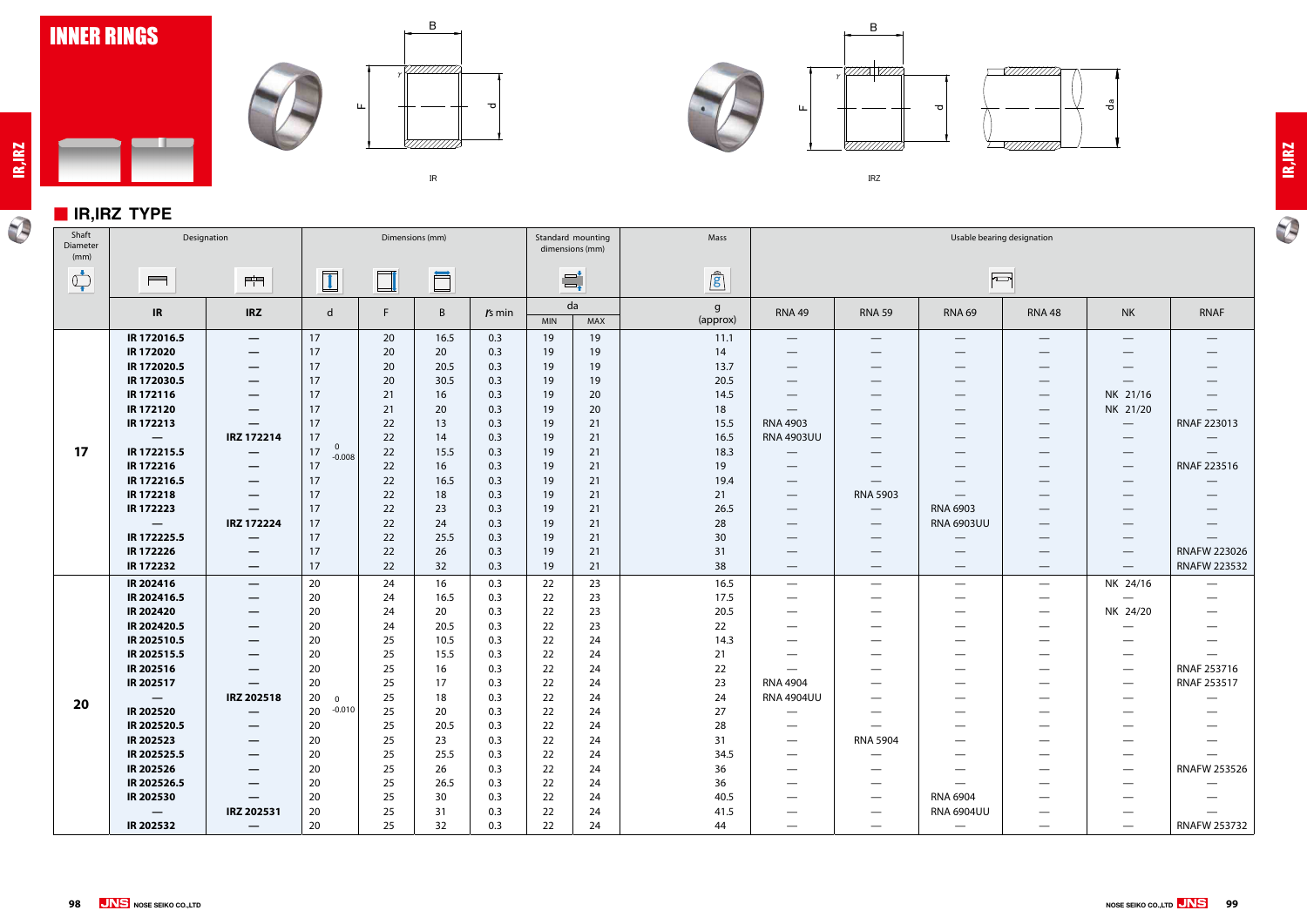# INNER RINGS

IR

IRZ

## IR,IRZ TYPE

| Shaft Diameter (mm) | Designation | | Dimensions (mm) | | | | Standard mounting dimensions (mm) | | Mass | Usable bearing designation | | | | | |
|---|---|---|---|---|---|---|---|---|---|---|---|---|---|---|---|
| | IR | IRZ | d | F | B | rs min | da MIN | da MAX | g (approx) | RNA 49 | RNA 59 | RNA 69 | RNA 48 | NK | RNAF |
| 17 | IR 172016.5 | — | 17 | 20 | 16.5 | 0.3 | 19 | 19 | 11.1 | — | — | — | — | — | — |
| | IR 172020 | — | 17 | 20 | 20 | 0.3 | 19 | 19 | 14 | — | — | — | — | — | — |
| | IR 172020.5 | — | 17 | 20 | 20.5 | 0.3 | 19 | 19 | 13.7 | — | — | — | — | — | — |
| | IR 172030.5 | — | 17 | 20 | 30.5 | 0.3 | 19 | 19 | 20.5 | — | — | — | — | — | — |
| | IR 172116 | — | 17 | 21 | 16 | 0.3 | 19 | 20 | 14.5 | — | — | — | — | NK 21/16 | — |
| | IR 172120 | — | 17 | 21 | 20 | 0.3 | 19 | 20 | 18 | — | — | — | — | NK 21/20 | — |
| | IR 172213 | — | 17 | 22 | 13 | 0.3 | 19 | 21 | 15.5 | RNA 4903 | — | — | — | — | RNAF 223013 |
| | — | IRZ 172214 | 17 | 22 | 14 | 0.3 | 19 | 21 | 16.5 | RNA 4903UU | — | — | — | — | — |
| | IR 172215.5 | — | 17 (0 / -0.008) | 22 | 15.5 | 0.3 | 19 | 21 | 18.3 | — | — | — | — | — | — |
| | IR 172216 | — | 17 | 22 | 16 | 0.3 | 19 | 21 | 19 | — | — | — | — | — | RNAF 223516 |
| | IR 172216.5 | — | 17 | 22 | 16.5 | 0.3 | 19 | 21 | 19.4 | — | — | — | — | — | — |
| | IR 172218 | — | 17 | 22 | 18 | 0.3 | 19 | 21 | 21 | — | RNA 5903 | — | — | — | — |
| | IR 172223 | — | 17 | 22 | 23 | 0.3 | 19 | 21 | 26.5 | — | — | RNA 6903 | — | — | — |
| | — | IRZ 172224 | 17 | 22 | 24 | 0.3 | 19 | 21 | 28 | — | — | RNA 6903UU | — | — | — |
| | IR 172225.5 | — | 17 | 22 | 25.5 | 0.3 | 19 | 21 | 30 | — | — | — | — | — | — |
| | IR 172226 | — | 17 | 22 | 26 | 0.3 | 19 | 21 | 31 | — | — | — | — | — | RNAFW 223026 |
| | IR 172232 | — | 17 | 22 | 32 | 0.3 | 19 | 21 | 38 | — | — | — | — | — | RNAFW 223532 |
| 20 | IR 202416 | — | 20 | 24 | 16 | 0.3 | 22 | 23 | 16.5 | — | — | — | — | NK 24/16 | — |
| | IR 202416.5 | — | 20 | 24 | 16.5 | 0.3 | 22 | 23 | 17.5 | — | — | — | — | — | — |
| | IR 202420 | — | 20 | 24 | 20 | 0.3 | 22 | 23 | 20.5 | — | — | — | — | NK 24/20 | — |
| | IR 202420.5 | — | 20 | 24 | 20.5 | 0.3 | 22 | 23 | 22 | — | — | — | — | — | — |
| | IR 202510.5 | — | 20 | 25 | 10.5 | 0.3 | 22 | 24 | 14.3 | — | — | — | — | — | — |
| | IR 202515.5 | — | 20 | 25 | 15.5 | 0.3 | 22 | 24 | 21 | — | — | — | — | — | — |
| | IR 202516 | — | 20 | 25 | 16 | 0.3 | 22 | 24 | 22 | — | — | — | — | — | RNAF 253716 |
| | IR 202517 | — | 20 | 25 | 17 | 0.3 | 22 | 24 | 23 | RNA 4904 | — | — | — | — | RNAF 253517 |
| | — | IRZ 202518 | 20 (0 / -0.010) | 25 | 18 | 0.3 | 22 | 24 | 24 | RNA 4904UU | — | — | — | — | — |
| | IR 202520 | — | 20 | 25 | 20 | 0.3 | 22 | 24 | 27 | — | — | — | — | — | — |
| | IR 202520.5 | — | 20 | 25 | 20.5 | 0.3 | 22 | 24 | 28 | — | — | — | — | — | — |
| | IR 202523 | — | 20 | 25 | 23 | 0.3 | 22 | 24 | 31 | — | RNA 5904 | — | — | — | — |
| | IR 202525.5 | — | 20 | 25 | 25.5 | 0.3 | 22 | 24 | 34.5 | — | — | — | — | — | — |
| | IR 202526 | — | 20 | 25 | 26 | 0.3 | 22 | 24 | 36 | — | — | — | — | — | RNAFW 253526 |
| | IR 202526.5 | — | 20 | 25 | 26.5 | 0.3 | 22 | 24 | 36 | — | — | — | — | — | — |
| | IR 202530 | — | 20 | 25 | 30 | 0.3 | 22 | 24 | 40.5 | — | — | RNA 6904 | — | — | — |
| | — | IRZ 202531 | 20 | 25 | 31 | 0.3 | 22 | 24 | 41.5 | — | — | RNA 6904UU | — | — | — |
| | IR 202532 | — | 20 | 25 | 32 | 0.3 | 22 | 24 | 44 | — | — | — | — | — | RNAFW 253732 |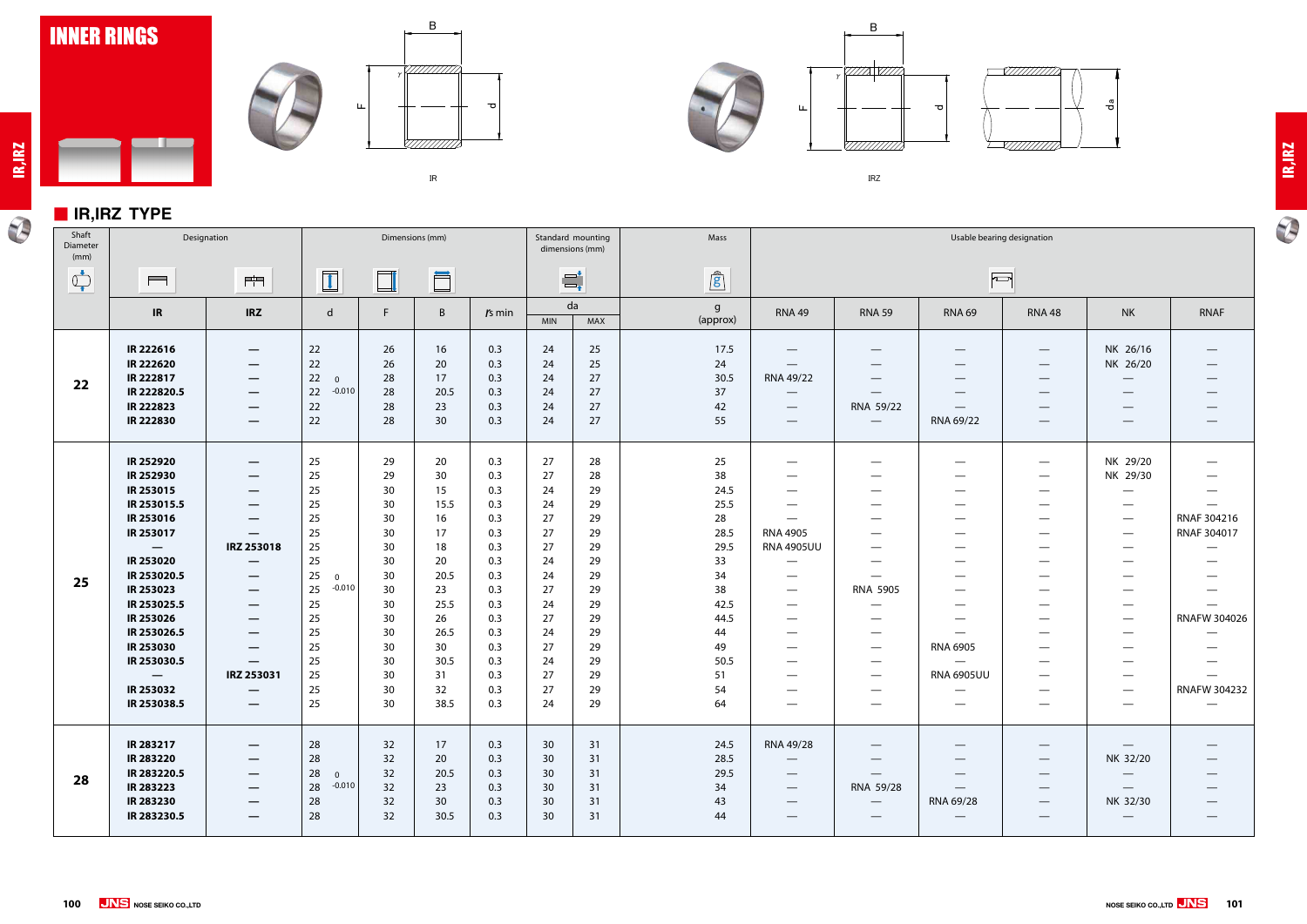# INNER RINGS

IR　　　　IRZ

## IR,IRZ TYPE

| Shaft Diameter (mm) | Designation | | Dimensions (mm) | | | | Standard mounting dimensions (mm) | | Mass | Usable bearing designation | | | | | |
|---|---|---|---|---|---|---|---|---|---|---|---|---|---|---|---|
| | IR | IRZ | d | F | B | rs min | da MIN | da MAX | g (approx) | RNA 49 | RNA 59 | RNA 69 | RNA 48 | NK | RNAF |
| 22 | IR 222616 | — | 22 | 26 | 16 | 0.3 | 24 | 25 | 17.5 | — | — | — | — | NK 26/16 | — |
| | IR 222620 | — | 22 | 26 | 20 | 0.3 | 24 | 25 | 24 | — | — | — | — | NK 26/20 | — |
| | IR 222817 | — | 22 0 -0.010 | 28 | 17 | 0.3 | 24 | 27 | 30.5 | RNA 49/22 | — | — | — | — | — |
| | IR 222820.5 | — | 22 | 28 | 20.5 | 0.3 | 24 | 27 | 37 | — | — | — | — | — | — |
| | IR 222823 | — | 22 | 28 | 23 | 0.3 | 24 | 27 | 42 | — | RNA 59/22 | — | — | — | — |
| | IR 222830 | — | 22 | 28 | 30 | 0.3 | 24 | 27 | 55 | — | — | RNA 69/22 | — | — | — |
| 25 | IR 252920 | — | 25 | 29 | 20 | 0.3 | 27 | 28 | 25 | — | — | — | — | NK 29/20 | — |
| | IR 252930 | — | 25 | 29 | 30 | 0.3 | 27 | 28 | 38 | — | — | — | — | NK 29/30 | — |
| | IR 253015 | — | 25 | 30 | 15 | 0.3 | 24 | 29 | 24.5 | — | — | — | — | — | — |
| | IR 253015.5 | — | 25 | 30 | 15.5 | 0.3 | 24 | 29 | 25.5 | — | — | — | — | — | — |
| | IR 253016 | — | 25 | 30 | 16 | 0.3 | 27 | 29 | 28 | — | — | — | — | — | RNAF 304216 |
| | IR 253017 | — | 25 | 30 | 17 | 0.3 | 27 | 29 | 28.5 | RNA 4905 | — | — | — | — | RNAF 304017 |
| | — | IRZ 253018 | 25 | 30 | 18 | 0.3 | 27 | 29 | 29.5 | RNA 4905UU | — | — | — | — | — |
| | IR 253020 | — | 25 | 30 | 20 | 0.3 | 24 | 29 | 33 | — | — | — | — | — | — |
| | IR 253020.5 | — | 25 0 -0.010 | 30 | 20.5 | 0.3 | 24 | 29 | 34 | — | — | — | — | — | — |
| | IR 253023 | — | 25 | 30 | 23 | 0.3 | 27 | 29 | 38 | — | RNA 5905 | — | — | — | — |
| | IR 253025.5 | — | 25 | 30 | 25.5 | 0.3 | 24 | 29 | 42.5 | — | — | — | — | — | — |
| | IR 253026 | — | 25 | 30 | 26 | 0.3 | 27 | 29 | 44.5 | — | — | — | — | — | RNAFW 304026 |
| | IR 253026.5 | — | 25 | 30 | 26.5 | 0.3 | 24 | 29 | 44 | — | — | — | — | — | — |
| | IR 253030 | — | 25 | 30 | 30 | 0.3 | 27 | 29 | 49 | — | — | RNA 6905 | — | — | — |
| | IR 253030.5 | — | 25 | 30 | 30.5 | 0.3 | 24 | 29 | 50.5 | — | — | — | — | — | — |
| | — | IRZ 253031 | 25 | 30 | 31 | 0.3 | 27 | 29 | 51 | — | — | RNA 6905UU | — | — | — |
| | IR 253032 | — | 25 | 30 | 32 | 0.3 | 27 | 29 | 54 | — | — | — | — | — | RNAFW 304232 |
| | IR 253038.5 | — | 25 | 30 | 38.5 | 0.3 | 24 | 29 | 64 | — | — | — | — | — | — |
| 28 | IR 283217 | — | 28 | 32 | 17 | 0.3 | 30 | 31 | 24.5 | RNA 49/28 | — | — | — | — | — |
| | IR 283220 | — | 28 | 32 | 20 | 0.3 | 30 | 31 | 28.5 | — | — | — | — | NK 32/20 | — |
| | IR 283220.5 | — | 28 0 -0.010 | 32 | 20.5 | 0.3 | 30 | 31 | 29.5 | — | — | — | — | — | — |
| | IR 283223 | — | 28 | 32 | 23 | 0.3 | 30 | 31 | 34 | — | RNA 59/28 | — | — | — | — |
| | IR 283230 | — | 28 | 32 | 30 | 0.3 | 30 | 31 | 43 | — | — | RNA 69/28 | — | NK 32/30 | — |
| | IR 283230.5 | — | 28 | 32 | 30.5 | 0.3 | 30 | 31 | 44 | — | — | — | — | — | — |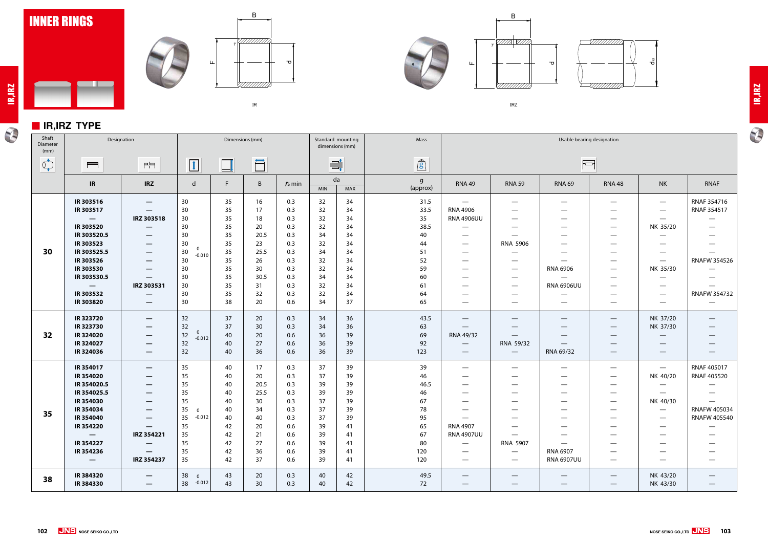# INNER RINGS

IR　　IRZ

## IR,IRZ TYPE

| Shaft Diameter (mm) | Designation | | Dimensions (mm) | | | | Standard mounting dimensions (mm) | | Mass | Usable bearing designation | | | | | |
|---|---|---|---|---|---|---|---|---|---|---|---|---|---|---|---|
| | IR | IRZ | d | F | B | rs min | da MIN | da MAX | g (approx) | RNA 49 | RNA 59 | RNA 69 | RNA 48 | NK | RNAF |
| 30 | IR 303516 | — | 30 (0/-0.010) | 35 | 16 | 0.3 | 32 | 34 | 31.5 | — | — | — | — | — | RNAF 354716 |
| | IR 303517 | — | 30 | 35 | 17 | 0.3 | 32 | 34 | 33.5 | RNA 4906 | — | — | — | — | RNAF 354517 |
| | — | IRZ 303518 | 30 | 35 | 18 | 0.3 | 32 | 34 | 35 | RNA 4906UU | — | — | — | — | — |
| | IR 303520 | — | 30 | 35 | 20 | 0.3 | 32 | 34 | 38.5 | — | — | — | — | NK 35/20 | — |
| | IR 303520.5 | — | 30 | 35 | 20.5 | 0.3 | 34 | 34 | 40 | — | — | — | — | — | — |
| | IR 303523 | — | 30 | 35 | 23 | 0.3 | 32 | 34 | 44 | — | RNA 5906 | — | — | — | — |
| | IR 303525.5 | — | 30 | 35 | 25.5 | 0.3 | 34 | 34 | 51 | — | — | — | — | — | — |
| | IR 303526 | — | 30 | 35 | 26 | 0.3 | 32 | 34 | 52 | — | — | — | — | — | RNAFW 354526 |
| | IR 303530 | — | 30 | 35 | 30 | 0.3 | 32 | 34 | 59 | — | — | RNA 6906 | — | NK 35/30 | — |
| | IR 303530.5 | — | 30 | 35 | 30.5 | 0.3 | 34 | 34 | 60 | — | — | — | — | — | — |
| | — | IRZ 303531 | 30 | 35 | 31 | 0.3 | 32 | 34 | 61 | — | — | RNA 6906UU | — | — | — |
| | IR 303532 | — | 30 | 35 | 32 | 0.3 | 32 | 34 | 64 | — | — | — | — | — | RNAFW 354732 |
| | IR 303820 | — | 30 | 38 | 20 | 0.6 | 34 | 37 | 65 | — | — | — | — | — | — |
| 32 | IR 323720 | — | 32 (0/-0.012) | 37 | 20 | 0.3 | 34 | 36 | 43.5 | — | — | — | — | NK 37/20 | — |
| | IR 323730 | — | 32 | 37 | 30 | 0.3 | 34 | 36 | 63 | — | — | — | — | NK 37/30 | — |
| | IR 324020 | — | 32 | 40 | 20 | 0.6 | 36 | 39 | 69 | RNA 49/32 | — | — | — | — | — |
| | IR 324027 | — | 32 | 40 | 27 | 0.6 | 36 | 39 | 92 | — | RNA 59/32 | — | — | — | — |
| | IR 324036 | — | 32 | 40 | 36 | 0.6 | 36 | 39 | 123 | — | — | RNA 69/32 | — | — | — |
| 35 | IR 354017 | — | 35 (0/-0.012) | 40 | 17 | 0.3 | 37 | 39 | 39 | — | — | — | — | — | RNAF 405017 |
| | IR 354020 | — | 35 | 40 | 20 | 0.3 | 37 | 39 | 46 | — | — | — | — | NK 40/20 | RNAF 405520 |
| | IR 354020.5 | — | 35 | 40 | 20.5 | 0.3 | 39 | 39 | 46.5 | — | — | — | — | — | — |
| | IR 354025.5 | — | 35 | 40 | 25.5 | 0.3 | 39 | 39 | 46 | — | — | — | — | — | — |
| | IR 354030 | — | 35 | 40 | 30 | 0.3 | 37 | 39 | 67 | — | — | — | — | NK 40/30 | — |
| | IR 354034 | — | 35 | 40 | 34 | 0.3 | 37 | 39 | 78 | — | — | — | — | — | RNAFW 405034 |
| | IR 354040 | — | 35 | 40 | 40 | 0.3 | 37 | 39 | 95 | — | — | — | — | — | RNAFW 405540 |
| | IR 354220 | — | 35 | 42 | 20 | 0.6 | 39 | 41 | 65 | RNA 4907 | — | — | — | — | — |
| | — | IRZ 354221 | 35 | 42 | 21 | 0.6 | 39 | 41 | 67 | RNA 4907UU | — | — | — | — | — |
| | IR 354227 | — | 35 | 42 | 27 | 0.6 | 39 | 41 | 80 | — | RNA 5907 | — | — | — | — |
| | IR 354236 | — | 35 | 42 | 36 | 0.6 | 39 | 41 | 120 | — | — | RNA 6907 | — | — | — |
| | — | IRZ 354237 | 35 | 42 | 37 | 0.6 | 39 | 41 | 120 | — | — | RNA 6907UU | — | — | — |
| 38 | IR 384320 | — | 38 (0/-0.012) | 43 | 20 | 0.3 | 40 | 42 | 49.5 | — | — | — | — | NK 43/20 | — |
| | IR 384330 | — | 38 | 43 | 30 | 0.3 | 40 | 42 | 72 | — | — | — | — | NK 43/30 | — |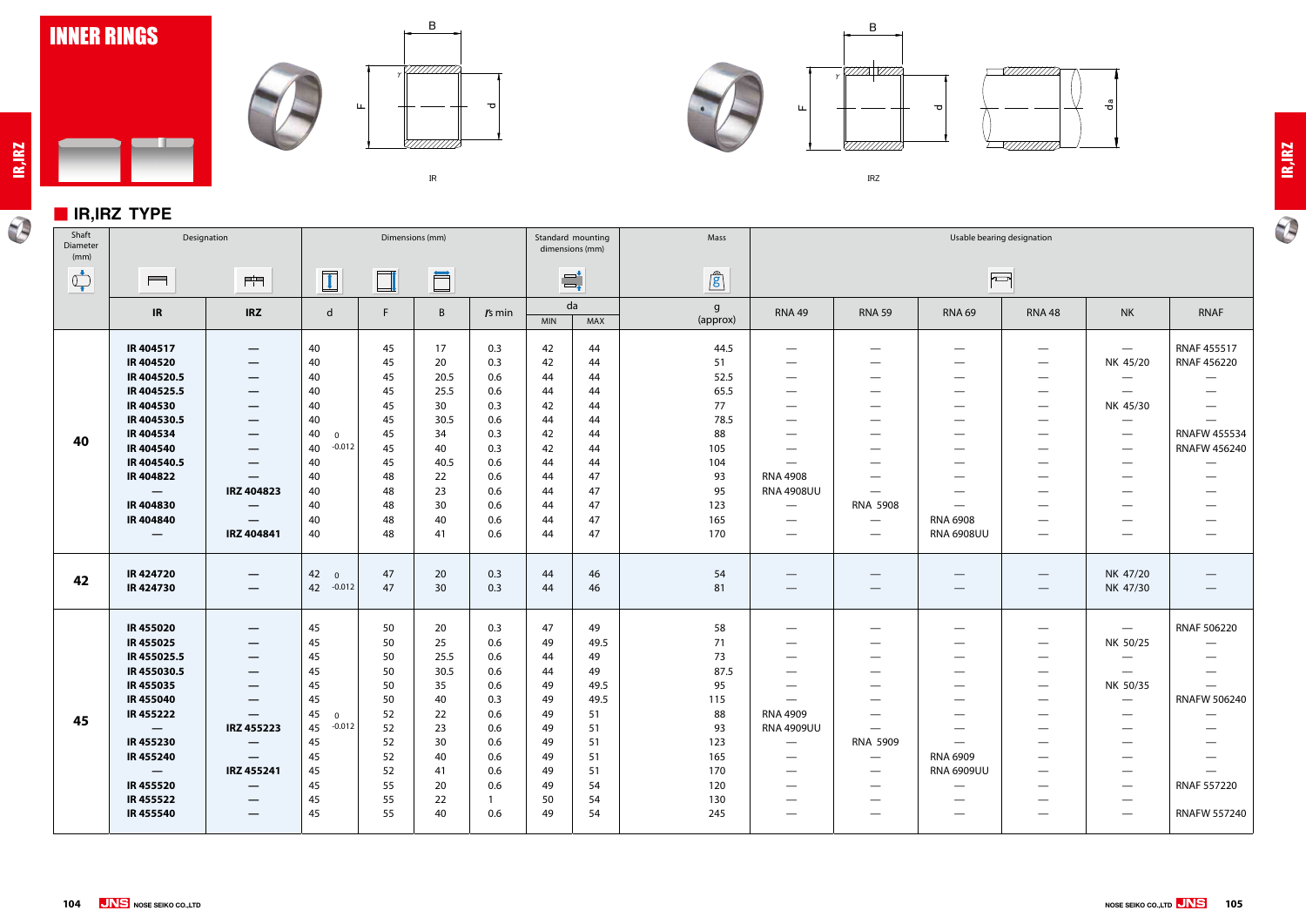# INNER RINGS

IR

IRZ

## IR,IRZ TYPE

| Shaft Diameter (mm) | Designation | | Dimensions (mm) | | | | Standard mounting dimensions (mm) | | Mass | Usable bearing designation | | | | | |
|---|---|---|---|---|---|---|---|---|---|---|---|---|---|---|---|
| | IR | IRZ | d | F | B | rs min | da MIN | da MAX | g (approx) | RNA 49 | RNA 59 | RNA 69 | RNA 48 | NK | RNAF |
| 40 | IR 404517 | — | 40 | 45 | 17 | 0.3 | 42 | 44 | 44.5 | — | — | — | — | — | RNAF 455517 |
| | IR 404520 | — | 40 | 45 | 20 | 0.3 | 42 | 44 | 51 | — | — | — | — | NK 45/20 | RNAF 456220 |
| | IR 404520.5 | — | 40 | 45 | 20.5 | 0.6 | 44 | 44 | 52.5 | — | — | — | — | — | — |
| | IR 404525.5 | — | 40 | 45 | 25.5 | 0.6 | 44 | 44 | 65.5 | — | — | — | — | — | — |
| | IR 404530 | — | 40 | 45 | 30 | 0.3 | 42 | 44 | 77 | — | — | — | — | NK 45/30 | — |
| | IR 404530.5 | — | 40 | 45 | 30.5 | 0.6 | 44 | 44 | 78.5 | — | — | — | — | — | — |
| | IR 404534 | — | 40 0/-0.012 | 45 | 34 | 0.3 | 42 | 44 | 88 | — | — | — | — | — | RNAFW 455534 |
| | IR 404540 | — | 40 | 45 | 40 | 0.3 | 42 | 44 | 105 | — | — | — | — | — | RNAFW 456240 |
| | IR 404540.5 | — | 40 | 45 | 40.5 | 0.6 | 44 | 44 | 104 | — | — | — | — | — | — |
| | IR 404822 | — | 40 | 48 | 22 | 0.6 | 44 | 47 | 93 | RNA 4908 | — | — | — | — | — |
| | — | IRZ 404823 | 40 | 48 | 23 | 0.6 | 44 | 47 | 95 | RNA 4908UU | — | — | — | — | — |
| | IR 404830 | — | 40 | 48 | 30 | 0.6 | 44 | 47 | 123 | — | RNA 5908 | — | — | — | — |
| | IR 404840 | — | 40 | 48 | 40 | 0.6 | 44 | 47 | 165 | — | — | RNA 6908 | — | — | — |
| | — | IRZ 404841 | 40 | 48 | 41 | 0.6 | 44 | 47 | 170 | — | — | RNA 6908UU | — | — | — |
| 42 | IR 424720 | — | 42 0/-0.012 | 47 | 20 | 0.3 | 44 | 46 | 54 | — | — | — | — | NK 47/20 | — |
| | IR 424730 | — | 42 | 47 | 30 | 0.3 | 44 | 46 | 81 | — | — | — | — | NK 47/30 | — |
| 45 | IR 455020 | — | 45 | 50 | 20 | 0.3 | 47 | 49 | 58 | — | — | — | — | — | RNAF 506220 |
| | IR 455025 | — | 45 | 50 | 25 | 0.6 | 49 | 49.5 | 71 | — | — | — | — | NK 50/25 | — |
| | IR 455025.5 | — | 45 | 50 | 25.5 | 0.6 | 44 | 49 | 73 | — | — | — | — | — | — |
| | IR 455030.5 | — | 45 | 50 | 30.5 | 0.6 | 44 | 49 | 87.5 | — | — | — | — | — | — |
| | IR 455035 | — | 45 | 50 | 35 | 0.6 | 49 | 49.5 | 95 | — | — | — | — | NK 50/35 | — |
| | IR 455040 | — | 45 | 50 | 40 | 0.3 | 49 | 49.5 | 115 | — | — | — | — | — | RNAFW 506240 |
| | IR 455222 | — | 45 0/-0.012 | 52 | 22 | 0.6 | 49 | 51 | 88 | RNA 4909 | — | — | — | — | — |
| | — | IRZ 455223 | 45 | 52 | 23 | 0.6 | 49 | 51 | 93 | RNA 4909UU | — | — | — | — | — |
| | IR 455230 | — | 45 | 52 | 30 | 0.6 | 49 | 51 | 123 | — | RNA 5909 | — | — | — | — |
| | IR 455240 | — | 45 | 52 | 40 | 0.6 | 49 | 51 | 165 | — | — | RNA 6909 | — | — | — |
| | — | IRZ 455241 | 45 | 52 | 41 | 0.6 | 49 | 51 | 170 | — | — | RNA 6909UU | — | — | — |
| | IR 455520 | — | 45 | 55 | 20 | 0.6 | 49 | 54 | 120 | — | — | — | — | — | RNAF 557220 |
| | IR 455522 | — | 45 | 55 | 22 | 1 | 50 | 54 | 130 | — | — | — | — | — | — |
| | IR 455540 | — | 45 | 55 | 40 | 0.6 | 49 | 54 | 245 | — | — | — | — | — | RNAFW 557240 |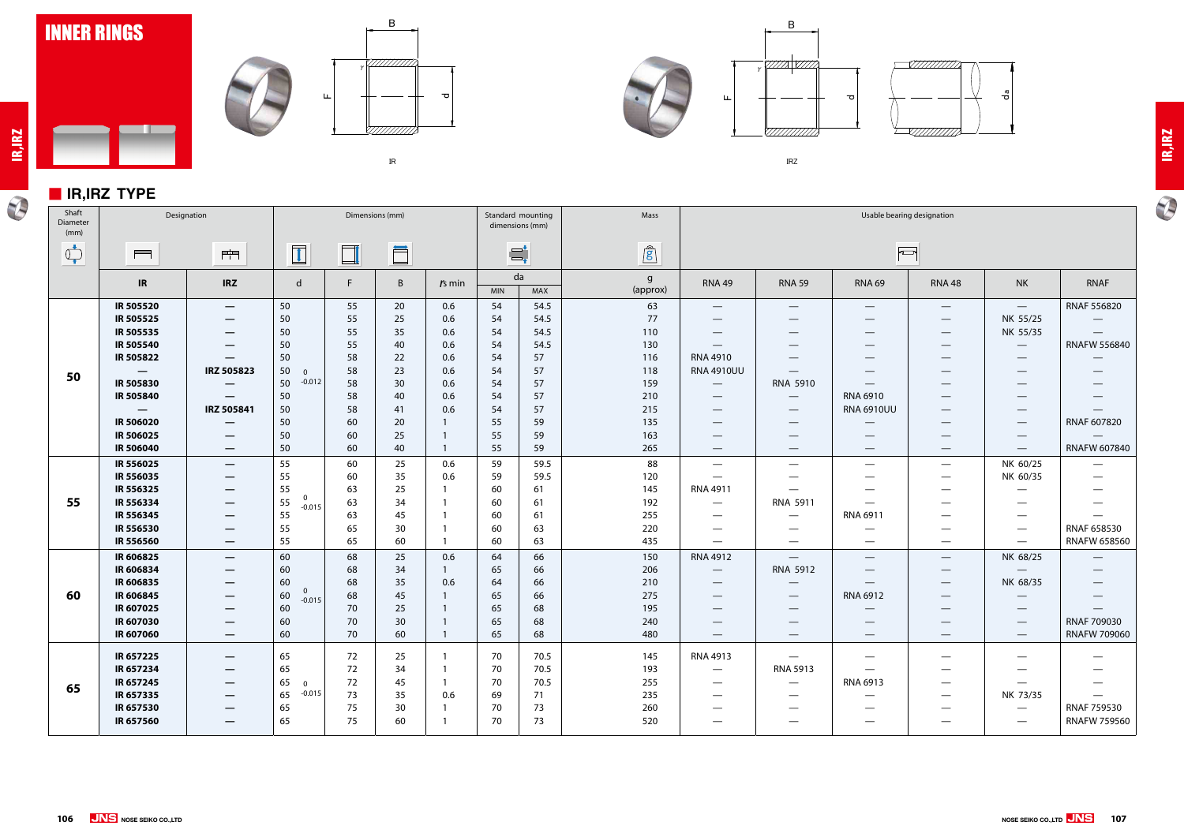# INNER RINGS

IR

IRZ

## IR,IRZ TYPE

| Shaft Diameter (mm) | Designation | | Dimensions (mm) | | | | Standard mounting dimensions (mm) | | Mass | Usable bearing designation | | | | | |
|---|---|---|---|---|---|---|---|---|---|---|---|---|---|---|---|
| | IR | IRZ | d | F | B | rs min | da MIN | da MAX | g (approx) | RNA 49 | RNA 59 | RNA 69 | RNA 48 | NK | RNAF |
| 50 | IR 505520 | — | 50 | 55 | 20 | 0.6 | 54 | 54.5 | 63 | — | — | — | — | — | RNAF 556820 |
| | IR 505525 | — | 50 | 55 | 25 | 0.6 | 54 | 54.5 | 77 | — | — | — | — | NK 55/25 | — |
| | IR 505535 | — | 50 | 55 | 35 | 0.6 | 54 | 54.5 | 110 | — | — | — | — | NK 55/35 | — |
| | IR 505540 | — | 50 | 55 | 40 | 0.6 | 54 | 54.5 | 130 | — | — | — | — | — | RNAFW 556840 |
| | IR 505822 | — | 50 | 58 | 22 | 0.6 | 54 | 57 | 116 | RNA 4910 | — | — | — | — | — |
| | — | IRZ 505823 | 50 (0 / -0.012) | 58 | 23 | 0.6 | 54 | 57 | 118 | RNA 4910UU | — | — | — | — | — |
| | IR 505830 | — | 50 | 58 | 30 | 0.6 | 54 | 57 | 159 | — | RNA 5910 | — | — | — | — |
| | IR 505840 | — | 50 | 58 | 40 | 0.6 | 54 | 57 | 210 | — | — | RNA 6910 | — | — | — |
| | — | IRZ 505841 | 50 | 58 | 41 | 0.6 | 54 | 57 | 215 | — | — | RNA 6910UU | — | — | — |
| | IR 506020 | — | 50 | 60 | 20 | 1 | 55 | 59 | 135 | — | — | — | — | — | RNAF 607820 |
| | IR 506025 | — | 50 | 60 | 25 | 1 | 55 | 59 | 163 | — | — | — | — | — | — |
| | IR 506040 | — | 50 | 60 | 40 | 1 | 55 | 59 | 265 | — | — | — | — | — | RNAFW 607840 |
| 55 | IR 556025 | — | 55 | 60 | 25 | 0.6 | 59 | 59.5 | 88 | — | — | — | — | NK 60/25 | — |
| | IR 556035 | — | 55 | 60 | 35 | 0.6 | 59 | 59.5 | 120 | — | — | — | — | NK 60/35 | — |
| | IR 556325 | — | 55 | 63 | 25 | 1 | 60 | 61 | 145 | RNA 4911 | — | — | — | — | — |
| | IR 556334 | — | 55 (0 / -0.015) | 63 | 34 | 1 | 60 | 61 | 192 | — | RNA 5911 | — | — | — | — |
| | IR 556345 | — | 55 | 63 | 45 | 1 | 60 | 61 | 255 | — | — | RNA 6911 | — | — | — |
| | IR 556530 | — | 55 | 65 | 30 | 1 | 60 | 63 | 220 | — | — | — | — | — | RNAF 658530 |
| | IR 556560 | — | 55 | 65 | 60 | 1 | 60 | 63 | 435 | — | — | — | — | — | RNAFW 658560 |
| 60 | IR 606825 | — | 60 | 68 | 25 | 0.6 | 64 | 66 | 150 | RNA 4912 | — | — | — | NK 68/25 | — |
| | IR 606834 | — | 60 | 68 | 34 | 1 | 65 | 66 | 206 | — | RNA 5912 | — | — | — | — |
| | IR 606835 | — | 60 | 68 | 35 | 0.6 | 64 | 66 | 210 | — | — | — | — | NK 68/35 | — |
| | IR 606845 | — | 60 (0 / -0.015) | 68 | 45 | 1 | 65 | 66 | 275 | — | — | RNA 6912 | — | — | — |
| | IR 607025 | — | 60 | 70 | 25 | 1 | 65 | 68 | 195 | — | — | — | — | — | — |
| | IR 607030 | — | 60 | 70 | 30 | 1 | 65 | 68 | 240 | — | — | — | — | — | RNAF 709030 |
| | IR 607060 | — | 60 | 70 | 60 | 1 | 65 | 68 | 480 | — | — | — | — | — | RNAFW 709060 |
| 65 | IR 657225 | — | 65 | 72 | 25 | 1 | 70 | 70.5 | 145 | RNA 4913 | — | — | — | — | — |
| | IR 657234 | — | 65 | 72 | 34 | 1 | 70 | 70.5 | 193 | — | RNA 5913 | — | — | — | — |
| | IR 657245 | — | 65 (0 / -0.015) | 72 | 45 | 1 | 70 | 70.5 | 255 | — | — | RNA 6913 | — | — | — |
| | IR 657335 | — | 65 | 73 | 35 | 0.6 | 69 | 71 | 235 | — | — | — | — | NK 73/35 | — |
| | IR 657530 | — | 65 | 75 | 30 | 1 | 70 | 73 | 260 | — | — | — | — | — | RNAF 759530 |
| | IR 657560 | — | 65 | 75 | 60 | 1 | 70 | 73 | 520 | — | — | — | — | — | RNAFW 759560 |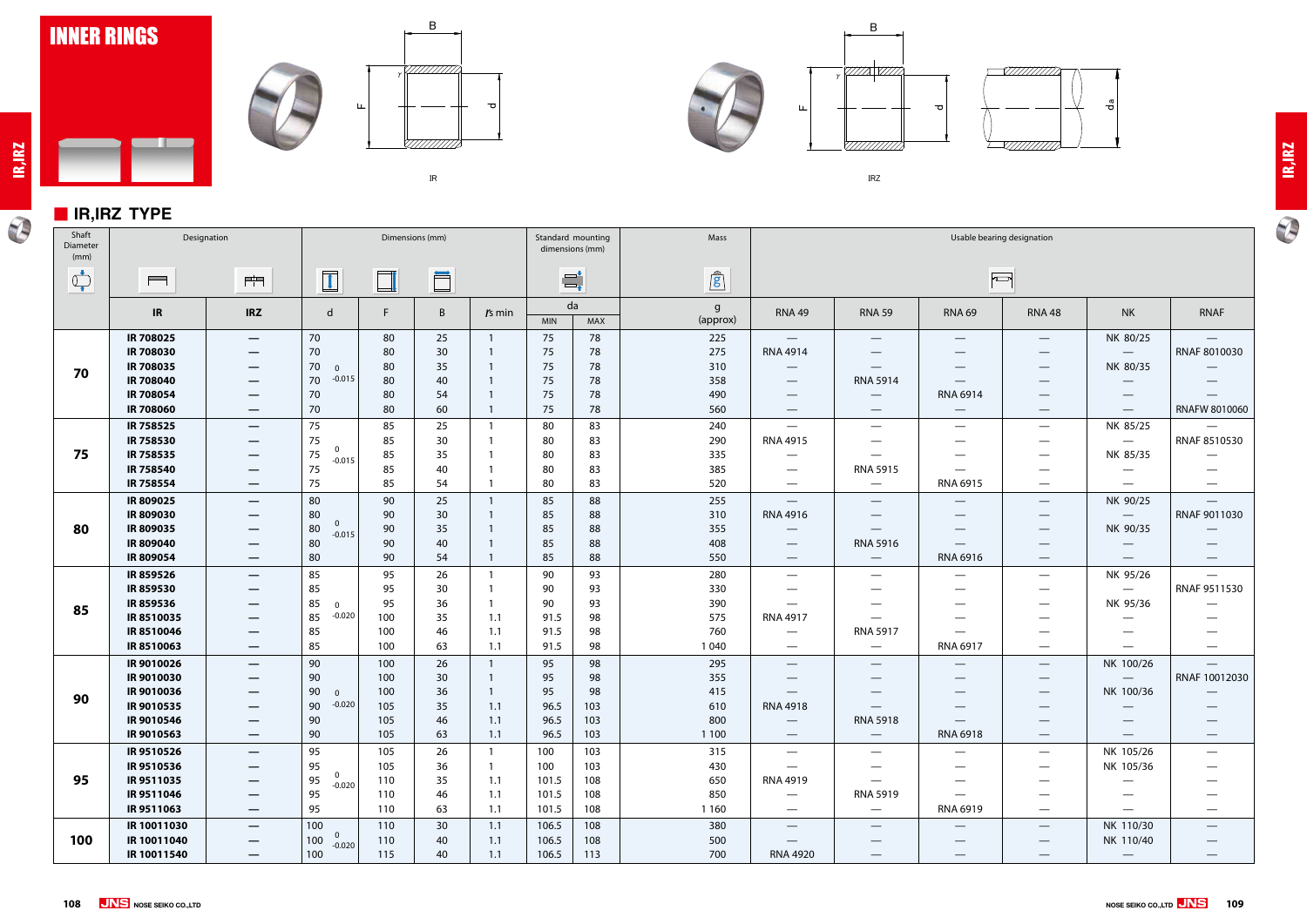# INNER RINGS

IR

IRZ

## IR,IRZ TYPE

| Shaft Diameter (mm) | Designation | | Dimensions (mm) | | | | Standard mounting dimensions (mm) | | Mass | Usable bearing designation | | | | | |
|---|---|---|---|---|---|---|---|---|---|---|---|---|---|---|---|
| | IR | IRZ | d | F | B | $r_s$ min | da MIN | da MAX | g (approx) | RNA 49 | RNA 59 | RNA 69 | RNA 48 | NK | RNAF |
| 70 | IR 708025 | — | 70 | 80 | 25 | 1 | 75 | 78 | 225 | — | — | — | — | NK 80/25 | — |
| | IR 708030 | — | 70 | 80 | 30 | 1 | 75 | 78 | 275 | RNA 4914 | — | — | — | — | RNAF 8010030 |
| | IR 708035 | — | 70 0 -0.015 | 80 | 35 | 1 | 75 | 78 | 310 | — | — | — | — | NK 80/35 | — |
| | IR 708040 | — | 70 | 80 | 40 | 1 | 75 | 78 | 358 | — | RNA 5914 | — | — | — | — |
| | IR 708054 | — | 70 | 80 | 54 | 1 | 75 | 78 | 490 | — | — | RNA 6914 | — | — | — |
| | IR 708060 | — | 70 | 80 | 60 | 1 | 75 | 78 | 560 | — | — | — | — | — | RNAFW 8010060 |
| 75 | IR 758525 | — | 75 | 85 | 25 | 1 | 80 | 83 | 240 | — | — | — | — | NK 85/25 | — |
| | IR 758530 | — | 75 | 85 | 30 | 1 | 80 | 83 | 290 | RNA 4915 | — | — | — | — | RNAF 8510530 |
| | IR 758535 | — | 75 0 -0.015 | 85 | 35 | 1 | 80 | 83 | 335 | — | — | — | — | NK 85/35 | — |
| | IR 758540 | — | 75 | 85 | 40 | 1 | 80 | 83 | 385 | — | RNA 5915 | — | — | — | — |
| | IR 758554 | — | 75 | 85 | 54 | 1 | 80 | 83 | 520 | — | — | RNA 6915 | — | — | — |
| 80 | IR 809025 | — | 80 | 90 | 25 | 1 | 85 | 88 | 255 | — | — | — | — | NK 90/25 | — |
| | IR 809030 | — | 80 | 90 | 30 | 1 | 85 | 88 | 310 | RNA 4916 | — | — | — | — | RNAF 9011030 |
| | IR 809035 | — | 80 0 -0.015 | 90 | 35 | 1 | 85 | 88 | 355 | — | — | — | — | NK 90/35 | — |
| | IR 809040 | — | 80 | 90 | 40 | 1 | 85 | 88 | 408 | — | RNA 5916 | — | — | — | — |
| | IR 809054 | — | 80 | 90 | 54 | 1 | 85 | 88 | 550 | — | — | RNA 6916 | — | — | — |
| 85 | IR 859526 | — | 85 | 95 | 26 | 1 | 90 | 93 | 280 | — | — | — | — | NK 95/26 | — |
| | IR 859530 | — | 85 | 95 | 30 | 1 | 90 | 93 | 330 | — | — | — | — | — | RNAF 9511530 |
| | IR 859536 | — | 85 0 -0.020 | 95 | 36 | 1 | 90 | 93 | 390 | — | — | — | — | NK 95/36 | — |
| | IR 8510035 | — | 85 | 100 | 35 | 1.1 | 91.5 | 98 | 575 | RNA 4917 | — | — | — | — | — |
| | IR 8510046 | — | 85 | 100 | 46 | 1.1 | 91.5 | 98 | 760 | — | RNA 5917 | — | — | — | — |
| | IR 8510063 | — | 85 | 100 | 63 | 1.1 | 91.5 | 98 | 1 040 | — | — | RNA 6917 | — | — | — |
| 90 | IR 9010026 | — | 90 | 100 | 26 | 1 | 95 | 98 | 295 | — | — | — | — | NK 100/26 | — |
| | IR 9010030 | — | 90 | 100 | 30 | 1 | 95 | 98 | 355 | — | — | — | — | — | RNAF 10012030 |
| | IR 9010036 | — | 90 0 -0.020 | 100 | 36 | 1 | 95 | 98 | 415 | — | — | — | — | NK 100/36 | — |
| | IR 9010535 | — | 90 | 105 | 35 | 1.1 | 96.5 | 103 | 610 | RNA 4918 | — | — | — | — | — |
| | IR 9010546 | — | 90 | 105 | 46 | 1.1 | 96.5 | 103 | 800 | — | RNA 5918 | — | — | — | — |
| | IR 9010563 | — | 90 | 105 | 63 | 1.1 | 96.5 | 103 | 1 100 | — | — | RNA 6918 | — | — | — |
| 95 | IR 9510526 | — | 95 | 105 | 26 | 1 | 100 | 103 | 315 | — | — | — | — | NK 105/26 | — |
| | IR 9510536 | — | 95 | 105 | 36 | 1 | 100 | 103 | 430 | — | — | — | — | NK 105/36 | — |
| | IR 9511035 | — | 95 0 -0.020 | 110 | 35 | 1.1 | 101.5 | 108 | 650 | RNA 4919 | — | — | — | — | — |
| | IR 9511046 | — | 95 | 110 | 46 | 1.1 | 101.5 | 108 | 850 | — | RNA 5919 | — | — | — | — |
| | IR 9511063 | — | 95 | 110 | 63 | 1.1 | 101.5 | 108 | 1 160 | — | — | RNA 6919 | — | — | — |
| 100 | IR 10011030 | — | 100 | 110 | 30 | 1.1 | 106.5 | 108 | 380 | — | — | — | — | NK 110/30 | — |
| | IR 10011040 | — | 100 0 -0.020 | 110 | 40 | 1.1 | 106.5 | 108 | 500 | — | — | — | — | NK 110/40 | — |
| | IR 10011540 | — | 100 | 115 | 40 | 1.1 | 106.5 | 113 | 700 | RNA 4920 | — | — | — | — | — |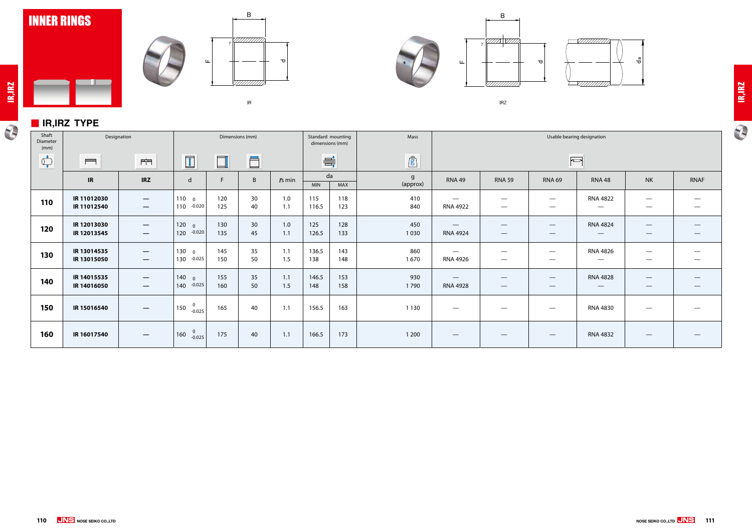# INNER RINGS

IR

IRZ

## IR,IRZ TYPE

| Shaft Diameter (mm) | Designation | | Dimensions (mm) | | | | Standard mounting dimensions (mm) | | Mass | Usable bearing designation | | | | | |
|---|---|---|---|---|---|---|---|---|---|---|---|---|---|---|---|
| | IR | IRZ | d | F | B | rs min | da MIN | da MAX | g (approx) | RNA 49 | RNA 59 | RNA 69 | RNA 48 | NK | RNAF |
| 110 | IR 11012030<br>IR 11012540 | —<br>— | 110 0/-0.020<br>110 | 120<br>125 | 30<br>40 | 1.0<br>1.1 | 115<br>116.5 | 118<br>123 | 410<br>840 | —<br>RNA 4922 | —<br>— | —<br>— | RNA 4822<br>— | —<br>— | —<br>— |
| 120 | IR 12013030<br>IR 12013545 | —<br>— | 120 0/-0.020<br>120 | 130<br>135 | 30<br>45 | 1.0<br>1.1 | 125<br>126.5 | 128<br>133 | 450<br>1 030 | —<br>RNA 4924 | —<br>— | —<br>— | RNA 4824<br>— | —<br>— | —<br>— |
| 130 | IR 13014535<br>IR 13015050 | —<br>— | 130 0/-0.025<br>130 | 145<br>150 | 35<br>50 | 1.1<br>1.5 | 136.5<br>138 | 143<br>148 | 860<br>1 670 | —<br>RNA 4926 | —<br>— | —<br>— | RNA 4826<br>— | —<br>— | —<br>— |
| 140 | IR 14015535<br>IR 14016050 | —<br>— | 140 0/-0.025<br>140 | 155<br>160 | 35<br>50 | 1.1<br>1.5 | 146.5<br>148 | 153<br>158 | 930<br>1 790 | —<br>RNA 4928 | —<br>— | —<br>— | RNA 4828<br>— | —<br>— | —<br>— |
| 150 | IR 15016540 | — | 150 0/-0.025 | 165 | 40 | 1.1 | 156.5 | 163 | 1 130 | — | — | — | RNA 4830 | — | — |
| 160 | IR 16017540 | — | 160 0/-0.025 | 175 | 40 | 1.1 | 166.5 | 173 | 1 200 | — | — | — | RNA 4832 | — | — |